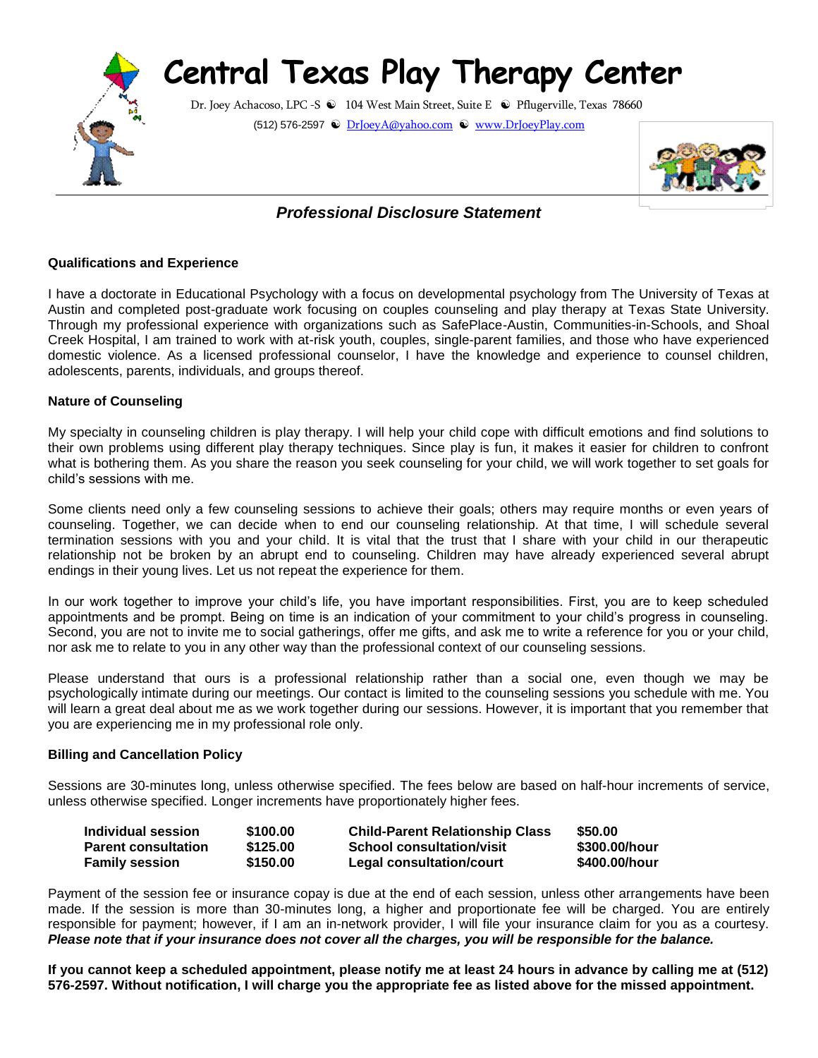# Central Texas Play Therapy Center

Dr. Joey Achacoso, LPC -S ☯ 104 West Main Street, Suite E ☯ Pflugerville, Texas 78660

(512) 576-2597 ☯ DrJoeyA@yahoo.com ☯ www.DrJoeyPlay.com

## *Professional Disclosure Statement*

### Qualifications and Experience

I have a doctorate in Educational Psychology with a focus on developmental psychology from The University of Texas at Austin and completed post-graduate work focusing on couples counseling and play therapy at Texas State University. Through my professional experience with organizations such as SafePlace-Austin, Communities-in-Schools, and Shoal Creek Hospital, I am trained to work with at-risk youth, couples, single-parent families, and those who have experienced domestic violence. As a licensed professional counselor, I have the knowledge and experience to counsel children, adolescents, parents, individuals, and groups thereof.

### Nature of Counseling

My specialty in counseling children is play therapy. I will help your child cope with difficult emotions and find solutions to their own problems using different play therapy techniques. Since play is fun, it makes it easier for children to confront what is bothering them. As you share the reason you seek counseling for your child, we will work together to set goals for child's sessions with me.

Some clients need only a few counseling sessions to achieve their goals; others may require months or even years of counseling. Together, we can decide when to end our counseling relationship. At that time, I will schedule several termination sessions with you and your child. It is vital that the trust that I share with your child in our therapeutic relationship not be broken by an abrupt end to counseling. Children may have already experienced several abrupt endings in their young lives. Let us not repeat the experience for them.

In our work together to improve your child's life, you have important responsibilities. First, you are to keep scheduled appointments and be prompt. Being on time is an indication of your commitment to your child's progress in counseling. Second, you are not to invite me to social gatherings, offer me gifts, and ask me to write a reference for you or your child, nor ask me to relate to you in any other way than the professional context of our counseling sessions.

Please understand that ours is a professional relationship rather than a social one, even though we may be psychologically intimate during our meetings. Our contact is limited to the counseling sessions you schedule with me. You will learn a great deal about me as we work together during our sessions. However, it is important that you remember that you are experiencing me in my professional role only.

### Billing and Cancellation Policy

Sessions are 30-minutes long, unless otherwise specified. The fees below are based on half-hour increments of service, unless otherwise specified. Longer increments have proportionately higher fees.

| | | | |
|---|---|---|---|
| **Individual session** | **$100.00** | **Child-Parent Relationship Class** | **$50.00** |
| **Parent consultation** | **$125.00** | **School consultation/visit** | **$300.00/hour** |
| **Family session** | **$150.00** | **Legal consultation/court** | **$400.00/hour** |

Payment of the session fee or insurance copay is due at the end of each session, unless other arrangements have been made. If the session is more than 30-minutes long, a higher and proportionate fee will be charged. You are entirely responsible for payment; however, if I am an in-network provider, I will file your insurance claim for you as a courtesy. ***Please note that if your insurance does not cover all the charges, you will be responsible for the balance.***

**If you cannot keep a scheduled appointment, please notify me at least 24 hours in advance by calling me at (512) 576-2597. Without notification, I will charge you the appropriate fee as listed above for the missed appointment.**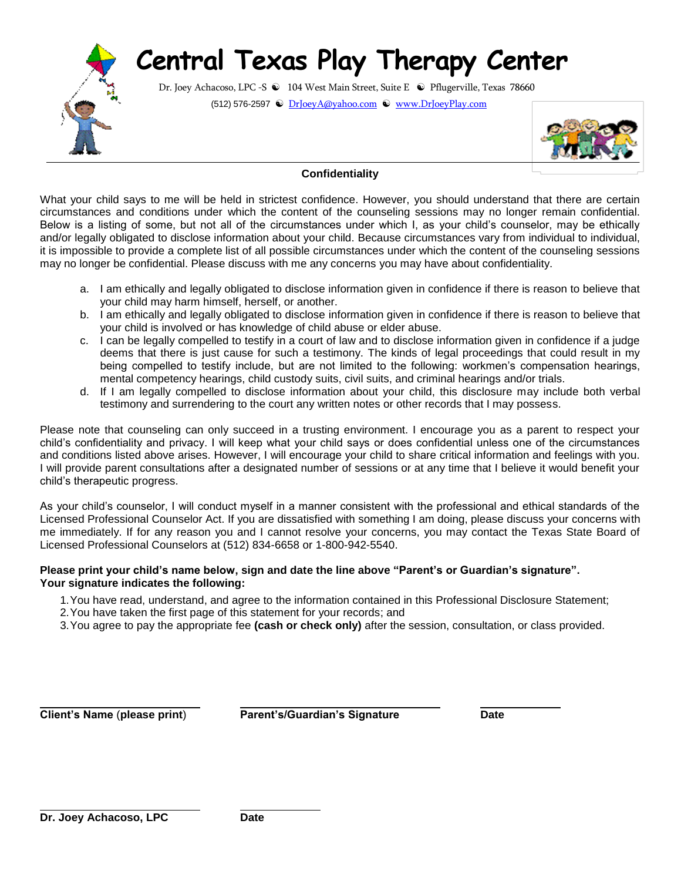# Central Texas Play Therapy Center

Dr. Joey Achacoso, LPC -S ☯ 104 West Main Street, Suite E ☯ Pflugerville, Texas 78660

(512) 576-2597 ☯ DrJoeyA@yahoo.com ☯ www.DrJoeyPlay.com

## Confidentiality

What your child says to me will be held in strictest confidence. However, you should understand that there are certain circumstances and conditions under which the content of the counseling sessions may no longer remain confidential. Below is a listing of some, but not all of the circumstances under which I, as your child's counselor, may be ethically and/or legally obligated to disclose information about your child. Because circumstances vary from individual to individual, it is impossible to provide a complete list of all possible circumstances under which the content of the counseling sessions may no longer be confidential. Please discuss with me any concerns you may have about confidentiality.

a. I am ethically and legally obligated to disclose information given in confidence if there is reason to believe that your child may harm himself, herself, or another.
b. I am ethically and legally obligated to disclose information given in confidence if there is reason to believe that your child is involved or has knowledge of child abuse or elder abuse.
c. I can be legally compelled to testify in a court of law and to disclose information given in confidence if a judge deems that there is just cause for such a testimony. The kinds of legal proceedings that could result in my being compelled to testify include, but are not limited to the following: workmen's compensation hearings, mental competency hearings, child custody suits, civil suits, and criminal hearings and/or trials.
d. If I am legally compelled to disclose information about your child, this disclosure may include both verbal testimony and surrendering to the court any written notes or other records that I may possess.

Please note that counseling can only succeed in a trusting environment. I encourage you as a parent to respect your child's confidentiality and privacy. I will keep what your child says or does confidential unless one of the circumstances and conditions listed above arises. However, I will encourage your child to share critical information and feelings with you. I will provide parent consultations after a designated number of sessions or at any time that I believe it would benefit your child's therapeutic progress.

As your child's counselor, I will conduct myself in a manner consistent with the professional and ethical standards of the Licensed Professional Counselor Act. If you are dissatisfied with something I am doing, please discuss your concerns with me immediately. If for any reason you and I cannot resolve your concerns, you may contact the Texas State Board of Licensed Professional Counselors at (512) 834-6658 or 1-800-942-5540.

**Please print your child's name below, sign and date the line above "Parent's or Guardian's signature". Your signature indicates the following:**

1. You have read, understand, and agree to the information contained in this Professional Disclosure Statement;
2. You have taken the first page of this statement for your records; and
3. You agree to pay the appropriate fee **(cash or check only)** after the session, consultation, or class provided.

______________________ ______________________ ____________

**Client's Name** (**please print**) **Parent's/Guardian's Signature** **Date**

______________________ ____________

**Dr. Joey Achacoso, LPC** **Date**